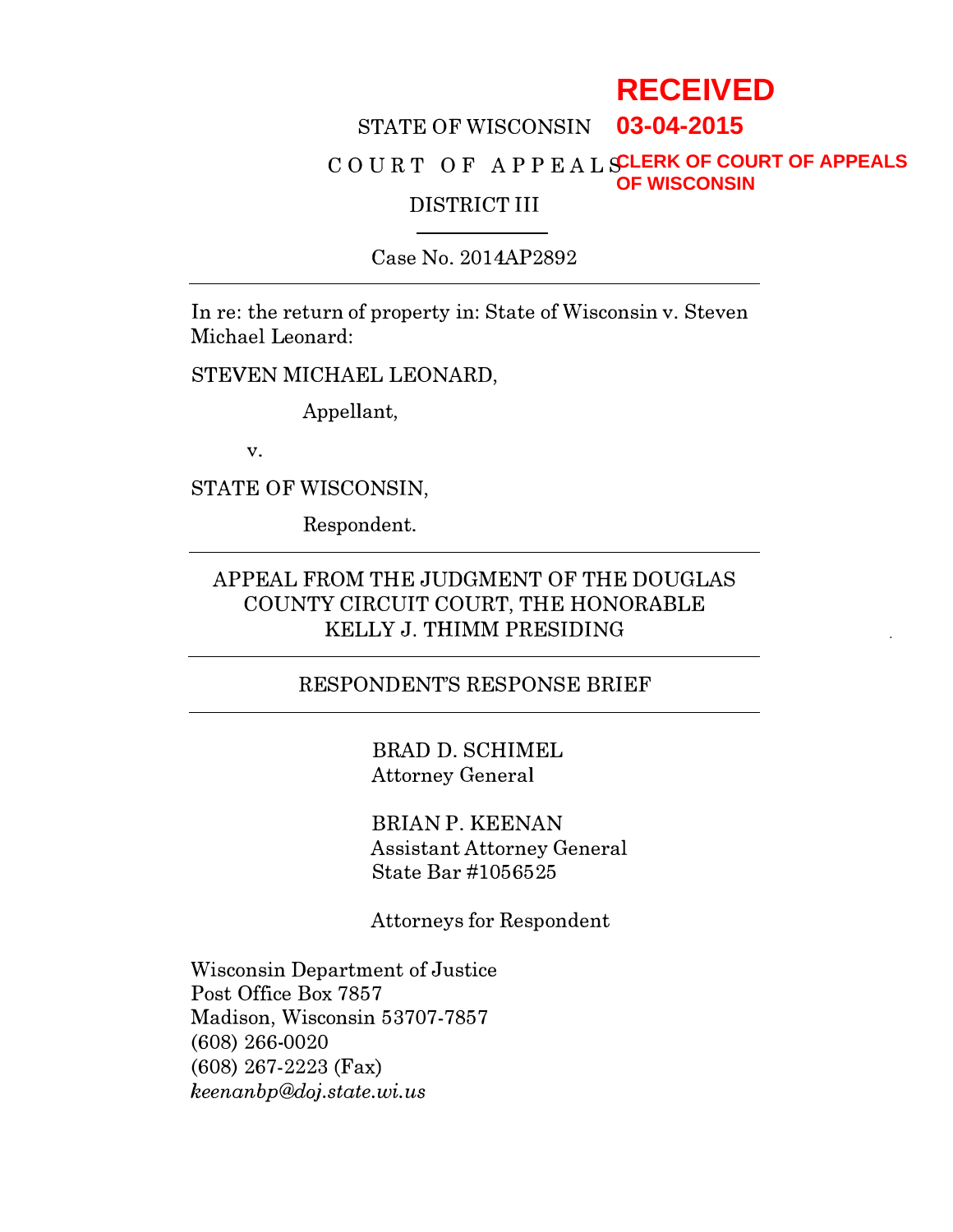RECEIVED

03-04-2015

CLERK OF COURT OF APPEALS OF WISCONSIN

STATE OF WISCONSIN

COURT OF APPEALS

DISTRICT III

---

Case No. 2014AP2892

---

In re: the return of property in: State of Wisconsin v. Steven Michael Leonard:

STEVEN MICHAEL LEONARD,

Appellant,

v.

STATE OF WISCONSIN,

Respondent.

---

APPEAL FROM THE JUDGMENT OF THE DOUGLAS COUNTY CIRCUIT COURT, THE HONORABLE KELLY J. THIMM PRESIDING

---

RESPONDENT'S RESPONSE BRIEF

---

BRAD D. SCHIMEL
Attorney General

BRIAN P. KEENAN
Assistant Attorney General
State Bar #1056525

Attorneys for Respondent

Wisconsin Department of Justice
Post Office Box 7857
Madison, Wisconsin 53707-7857
(608) 266-0020
(608) 267-2223 (Fax)
*keenanbp@doj.state.wi.us*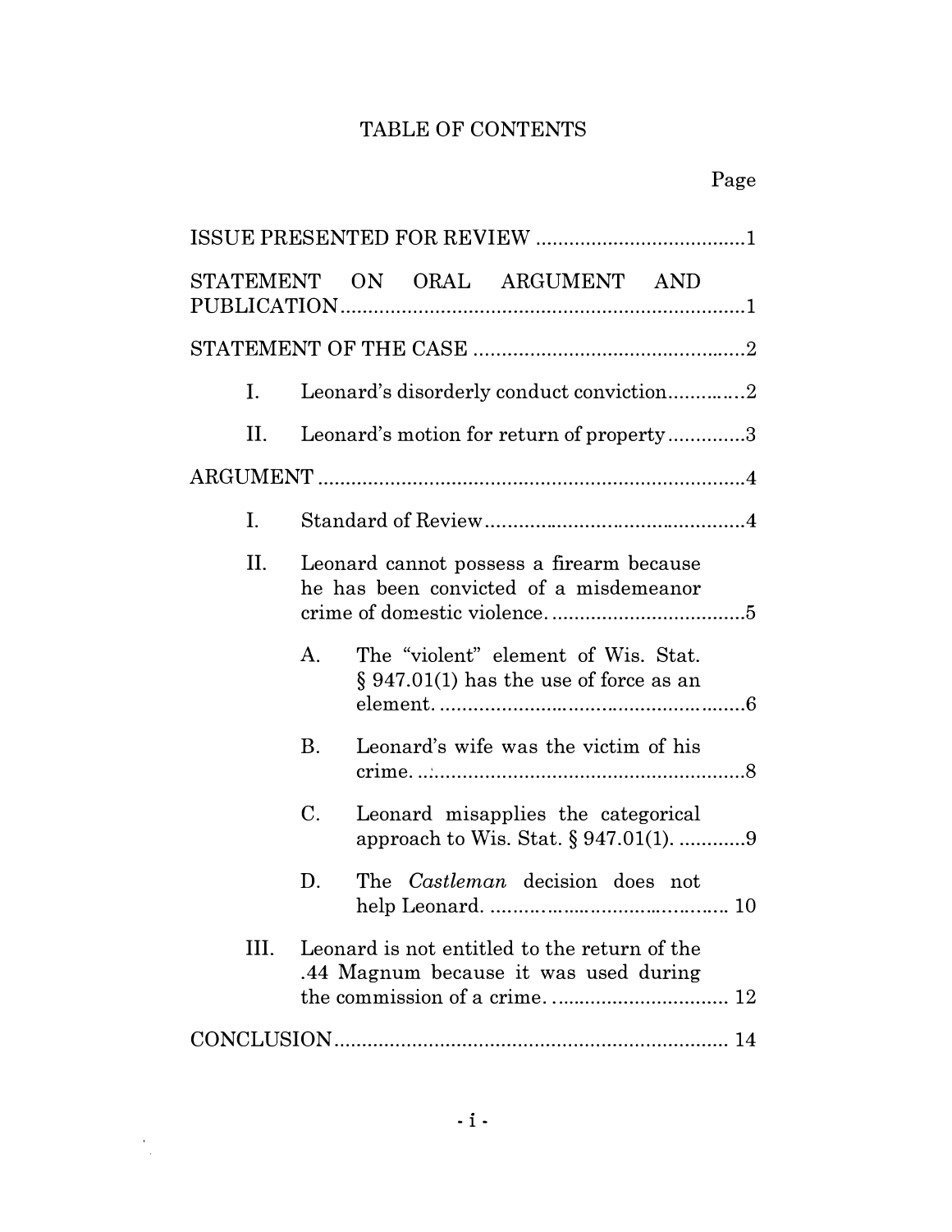# TABLE OF CONTENTS

| | Page |
|---|---|
| ISSUE PRESENTED FOR REVIEW | 1 |
| STATEMENT ON ORAL ARGUMENT AND PUBLICATION | 1 |
| STATEMENT OF THE CASE | 2 |
| I. Leonard's disorderly conduct conviction | 2 |
| II. Leonard's motion for return of property | 3 |
| ARGUMENT | 4 |
| I. Standard of Review | 4 |
| II. Leonard cannot possess a firearm because he has been convicted of a misdemeanor crime of domestic violence. | 5 |
| A. The "violent" element of Wis. Stat. § 947.01(1) has the use of force as an element. | 6 |
| B. Leonard's wife was the victim of his crime. | 8 |
| C. Leonard misapplies the categorical approach to Wis. Stat. § 947.01(1). | 9 |
| D. The *Castleman* decision does not help Leonard. | 10 |
| III. Leonard is not entitled to the return of the .44 Magnum because it was used during the commission of a crime. | 12 |
| CONCLUSION | 14 |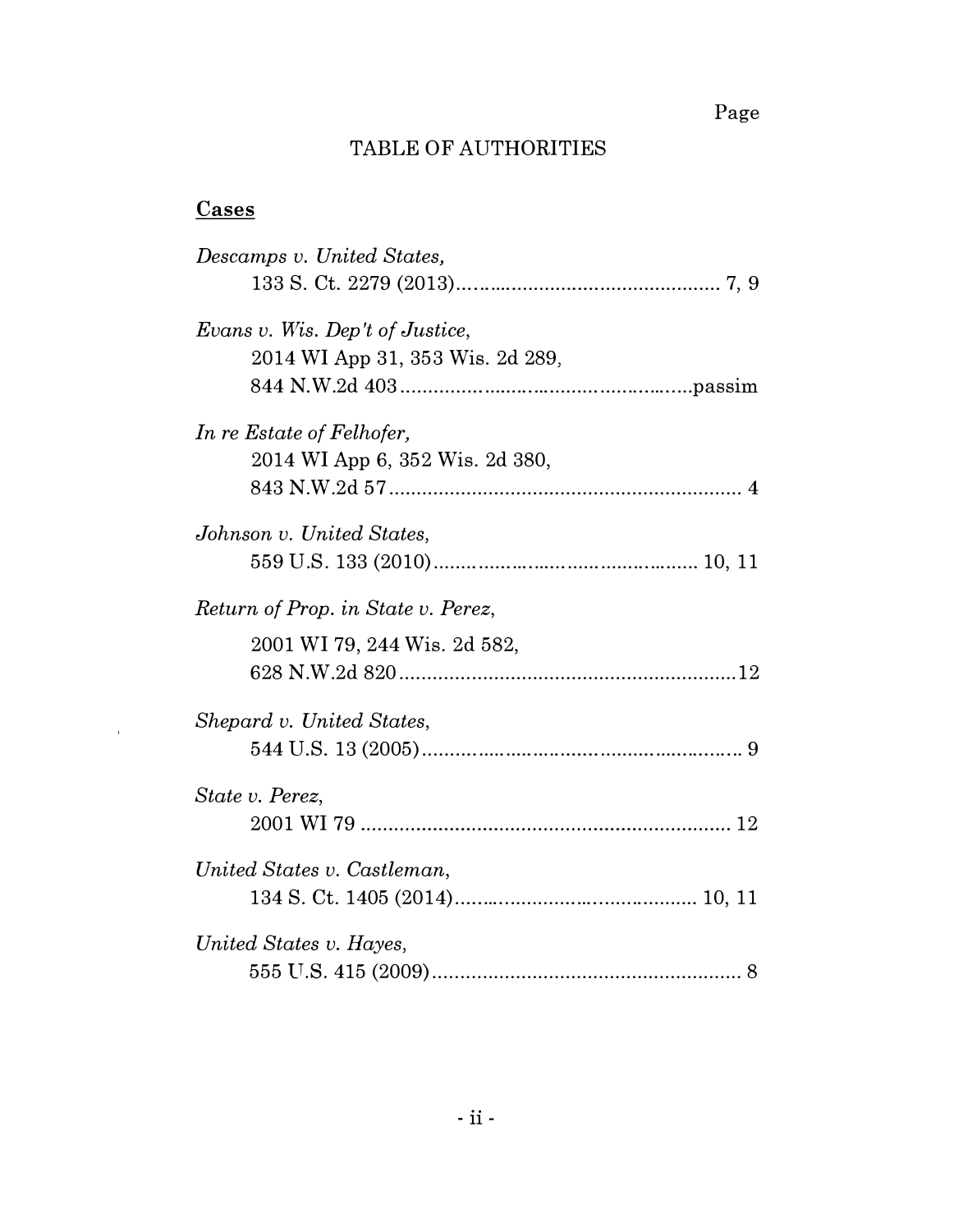Page

# TABLE OF AUTHORITIES

## Cases

*Descamps v. United States*,
133 S. Ct. 2279 (2013) ............................................... 7, 9

*Evans v. Wis. Dep't of Justice*,
2014 WI App 31, 353 Wis. 2d 289,
844 N.W.2d 403 ............................................... passim

*In re Estate of Felhofer,*
2014 WI App 6, 352 Wis. 2d 380,
843 N.W.2d 57 ............................................... 4

*Johnson v. United States*,
559 U.S. 133 (2010) ............................................... 10, 11

*Return of Prop. in State v. Perez*,
2001 WI 79, 244 Wis. 2d 582,
628 N.W.2d 820 ............................................... 12

*Shepard v. United States*,
544 U.S. 13 (2005) ............................................... 9

*State v. Perez*,
2001 WI 79 ............................................... 12

*United States v. Castleman*,
134 S. Ct. 1405 (2014) ............................................... 10, 11

*United States v. Hayes*,
555 U.S. 415 (2009) ............................................... 8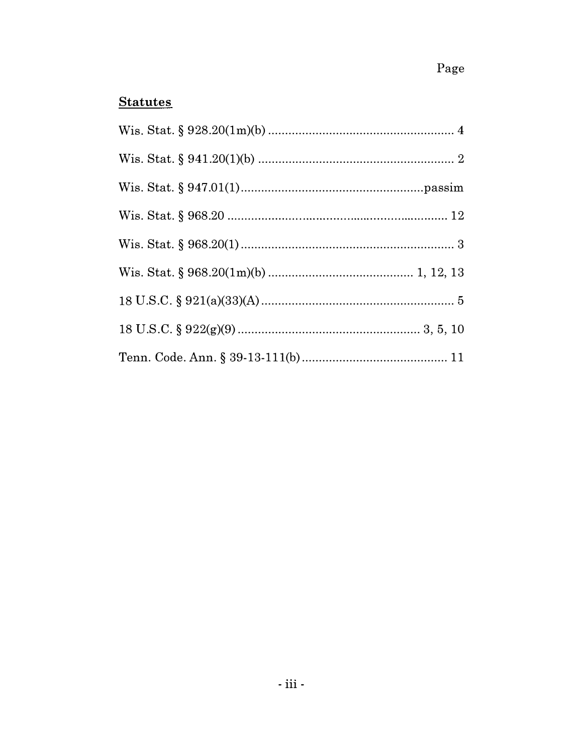Page

**Statutes**

Wis. Stat. § 928.20(1m)(b) ........................................................ 4

Wis. Stat. § 941.20(1)(b) ........................................................... 2

Wis. Stat. § 947.01(1) ........................................................ passim

Wis. Stat. § 968.20 ...................................................................... 12

Wis. Stat. § 968.20(1) .................................................................. 3

Wis. Stat. § 968.20(1m)(b) ........................................... 1, 12, 13

18 U.S.C. § 921(a)(33)(A) ........................................................... 5

18 U.S.C. § 922(g)(9) ....................................................... 3, 5, 10

Tenn. Code. Ann. § 39-13-111(b) .............................................. 11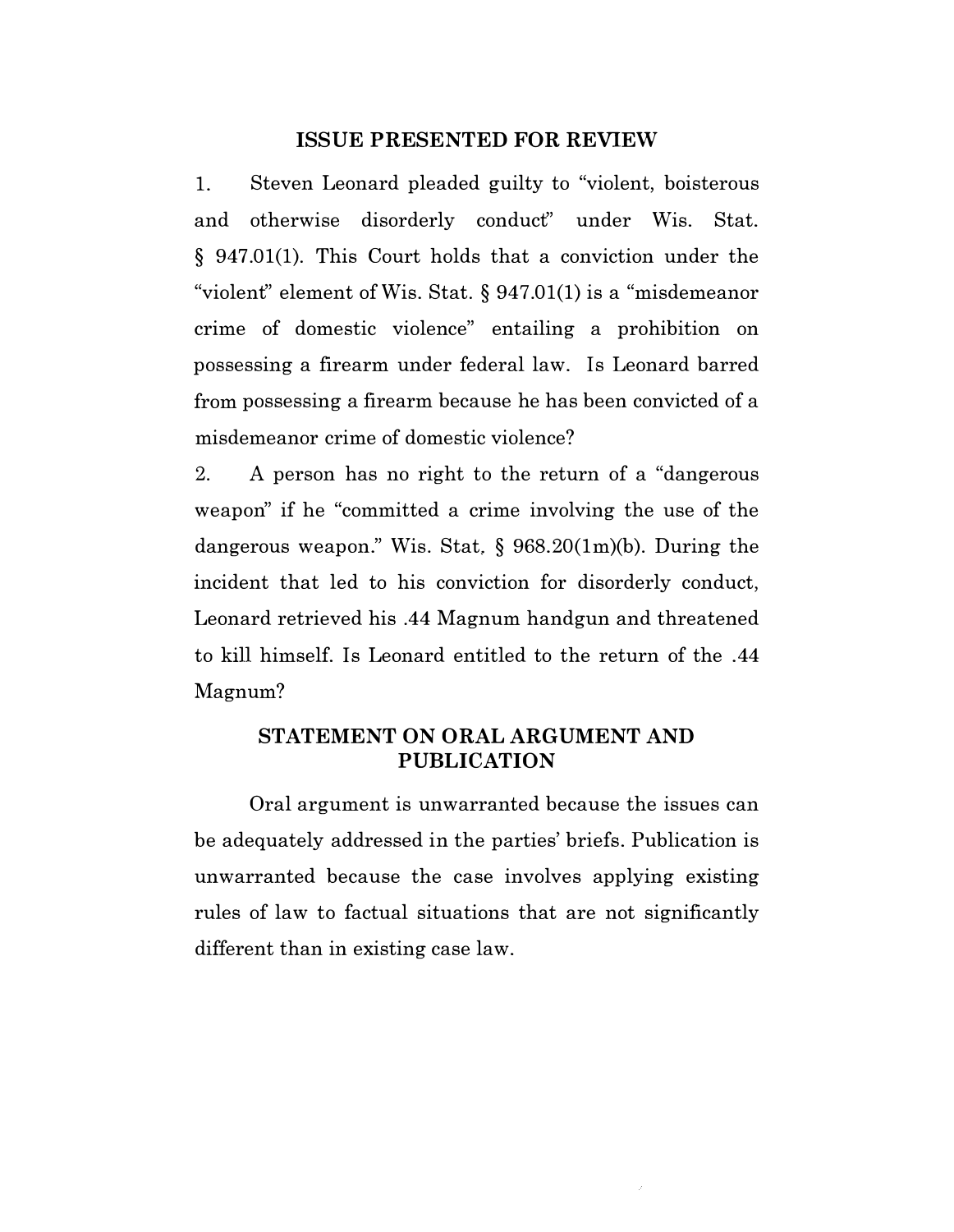## ISSUE PRESENTED FOR REVIEW

1. Steven Leonard pleaded guilty to "violent, boisterous and otherwise disorderly conduct" under Wis. Stat. § 947.01(1). This Court holds that a conviction under the "violent" element of Wis. Stat. § 947.01(1) is a "misdemeanor crime of domestic violence" entailing a prohibition on possessing a firearm under federal law. Is Leonard barred from possessing a firearm because he has been convicted of a misdemeanor crime of domestic violence?

2. A person has no right to the return of a "dangerous weapon" if he "committed a crime involving the use of the dangerous weapon." Wis. Stat. § 968.20(1m)(b). During the incident that led to his conviction for disorderly conduct, Leonard retrieved his .44 Magnum handgun and threatened to kill himself. Is Leonard entitled to the return of the .44 Magnum?

## STATEMENT ON ORAL ARGUMENT AND PUBLICATION

Oral argument is unwarranted because the issues can be adequately addressed in the parties' briefs. Publication is unwarranted because the case involves applying existing rules of law to factual situations that are not significantly different than in existing case law.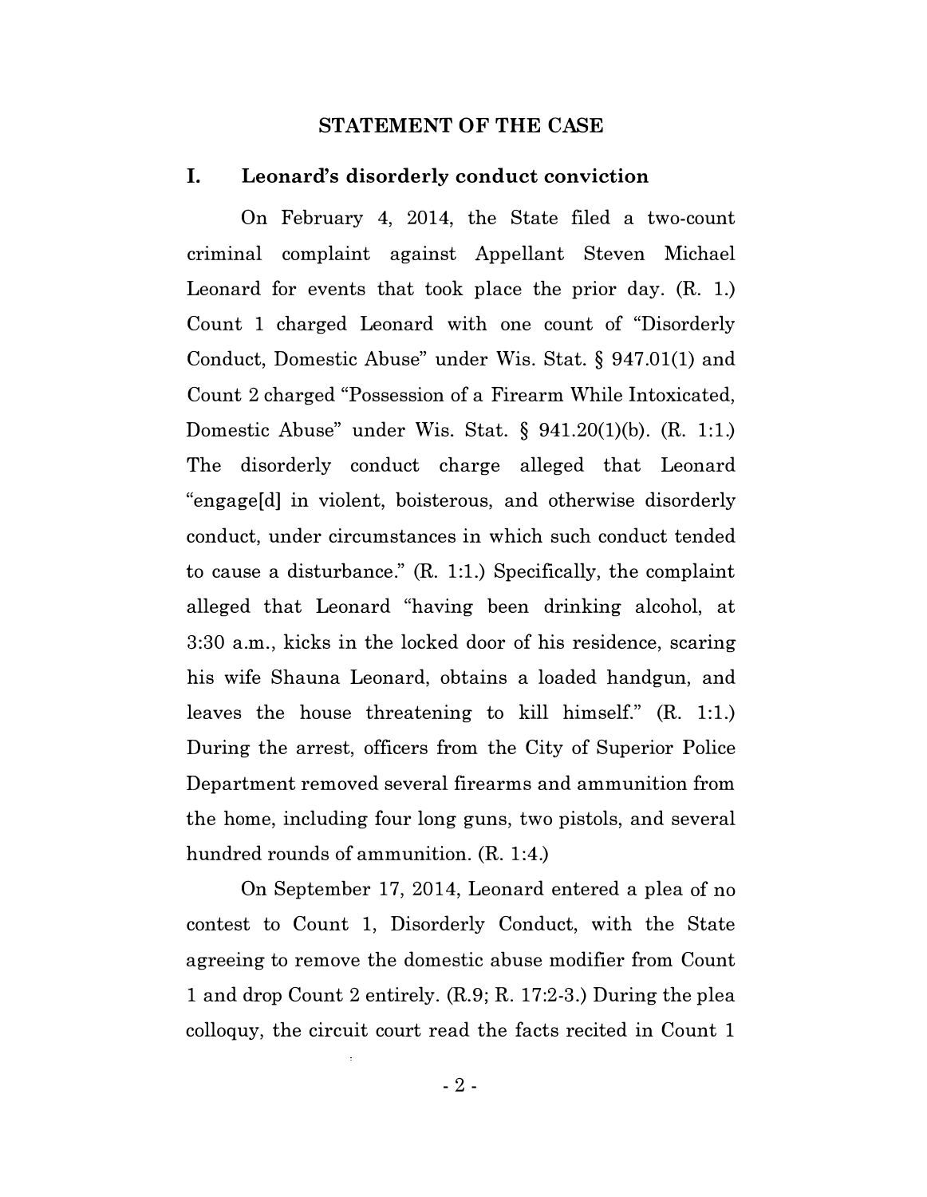## STATEMENT OF THE CASE

### I. Leonard's disorderly conduct conviction

On February 4, 2014, the State filed a two-count criminal complaint against Appellant Steven Michael Leonard for events that took place the prior day. (R. 1.) Count 1 charged Leonard with one count of "Disorderly Conduct, Domestic Abuse" under Wis. Stat. § 947.01(1) and Count 2 charged "Possession of a Firearm While Intoxicated, Domestic Abuse" under Wis. Stat. § 941.20(1)(b). (R. 1:1.) The disorderly conduct charge alleged that Leonard "engage[d] in violent, boisterous, and otherwise disorderly conduct, under circumstances in which such conduct tended to cause a disturbance." (R. 1:1.) Specifically, the complaint alleged that Leonard "having been drinking alcohol, at 3:30 a.m., kicks in the locked door of his residence, scaring his wife Shauna Leonard, obtains a loaded handgun, and leaves the house threatening to kill himself." (R. 1:1.) During the arrest, officers from the City of Superior Police Department removed several firearms and ammunition from the home, including four long guns, two pistols, and several hundred rounds of ammunition. (R. 1:4.)

On September 17, 2014, Leonard entered a plea of no contest to Count 1, Disorderly Conduct, with the State agreeing to remove the domestic abuse modifier from Count 1 and drop Count 2 entirely. (R.9; R. 17:2-3.) During the plea colloquy, the circuit court read the facts recited in Count 1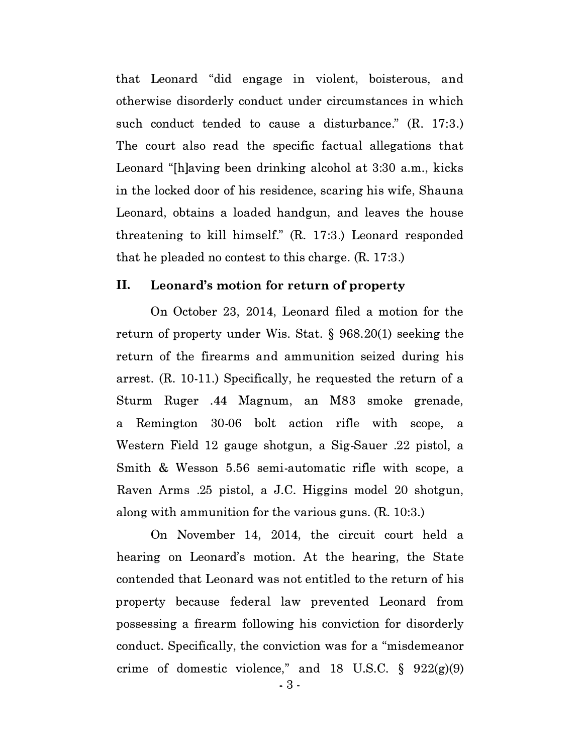that Leonard "did engage in violent, boisterous, and otherwise disorderly conduct under circumstances in which such conduct tended to cause a disturbance." (R. 17:3.) The court also read the specific factual allegations that Leonard "[h]aving been drinking alcohol at 3:30 a.m., kicks in the locked door of his residence, scaring his wife, Shauna Leonard, obtains a loaded handgun, and leaves the house threatening to kill himself." (R. 17:3.) Leonard responded that he pleaded no contest to this charge. (R. 17:3.)

## II. Leonard's motion for return of property

On October 23, 2014, Leonard filed a motion for the return of property under Wis. Stat. § 968.20(1) seeking the return of the firearms and ammunition seized during his arrest. (R. 10-11.) Specifically, he requested the return of a Sturm Ruger .44 Magnum, an M83 smoke grenade, a Remington 30-06 bolt action rifle with scope, a Western Field 12 gauge shotgun, a Sig-Sauer .22 pistol, a Smith & Wesson 5.56 semi-automatic rifle with scope, a Raven Arms .25 pistol, a J.C. Higgins model 20 shotgun, along with ammunition for the various guns. (R. 10:3.)

On November 14, 2014, the circuit court held a hearing on Leonard's motion. At the hearing, the State contended that Leonard was not entitled to the return of his property because federal law prevented Leonard from possessing a firearm following his conviction for disorderly conduct. Specifically, the conviction was for a "misdemeanor crime of domestic violence," and 18 U.S.C. § 922(g)(9)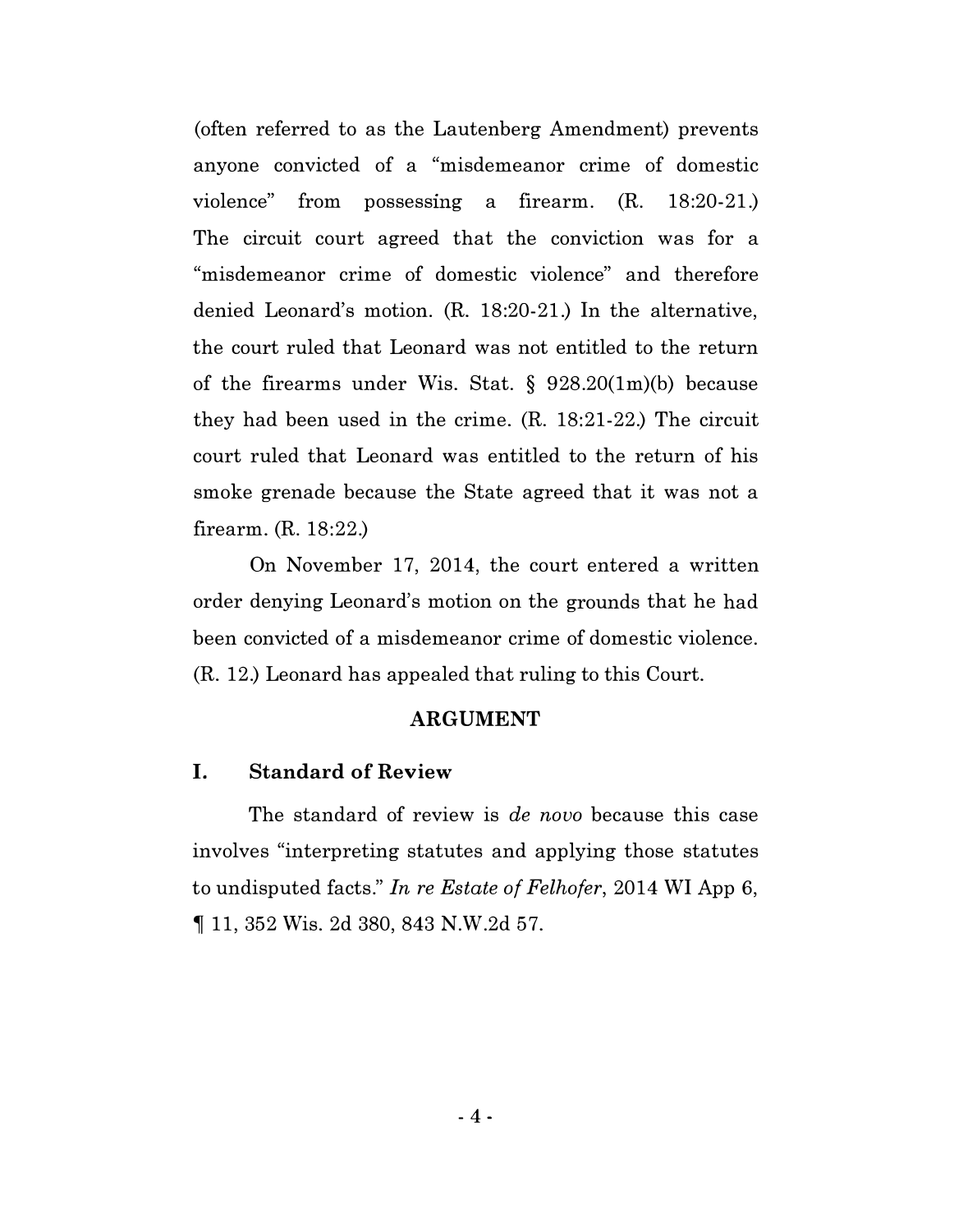(often referred to as the Lautenberg Amendment) prevents anyone convicted of a "misdemeanor crime of domestic violence" from possessing a firearm. (R. 18:20-21.) The circuit court agreed that the conviction was for a "misdemeanor crime of domestic violence" and therefore denied Leonard's motion. (R. 18:20-21.) In the alternative, the court ruled that Leonard was not entitled to the return of the firearms under Wis. Stat. § 928.20(1m)(b) because they had been used in the crime. (R. 18:21-22.) The circuit court ruled that Leonard was entitled to the return of his smoke grenade because the State agreed that it was not a firearm. (R. 18:22.)

On November 17, 2014, the court entered a written order denying Leonard's motion on the grounds that he had been convicted of a misdemeanor crime of domestic violence. (R. 12.) Leonard has appealed that ruling to this Court.

## ARGUMENT

### I. Standard of Review

The standard of review is *de novo* because this case involves "interpreting statutes and applying those statutes to undisputed facts." *In re Estate of Felhofer*, 2014 WI App 6, ¶ 11, 352 Wis. 2d 380, 843 N.W.2d 57.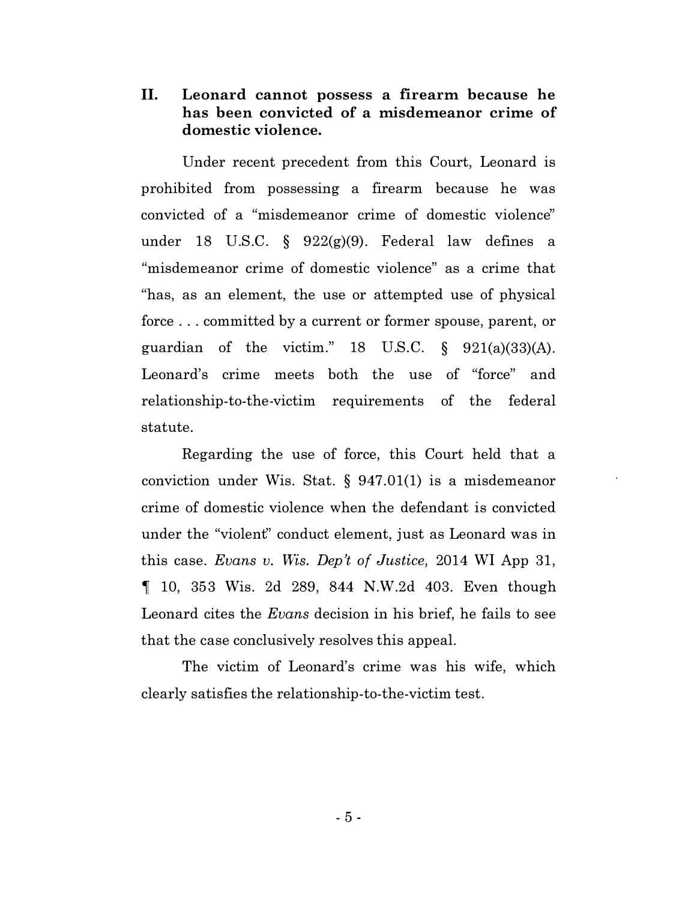## II. Leonard cannot possess a firearm because he has been convicted of a misdemeanor crime of domestic violence.

Under recent precedent from this Court, Leonard is prohibited from possessing a firearm because he was convicted of a "misdemeanor crime of domestic violence" under 18 U.S.C. § 922(g)(9). Federal law defines a "misdemeanor crime of domestic violence" as a crime that "has, as an element, the use or attempted use of physical force . . . committed by a current or former spouse, parent, or guardian of the victim." 18 U.S.C. § 921(a)(33)(A). Leonard's crime meets both the use of "force" and relationship-to-the-victim requirements of the federal statute.

Regarding the use of force, this Court held that a conviction under Wis. Stat. § 947.01(1) is a misdemeanor crime of domestic violence when the defendant is convicted under the "violent" conduct element, just as Leonard was in this case. *Evans v. Wis. Dep't of Justice,* 2014 WI App 31, ¶ 10, 353 Wis. 2d 289, 844 N.W.2d 403. Even though Leonard cites the *Evans* decision in his brief, he fails to see that the case conclusively resolves this appeal.

The victim of Leonard's crime was his wife, which clearly satisfies the relationship-to-the-victim test.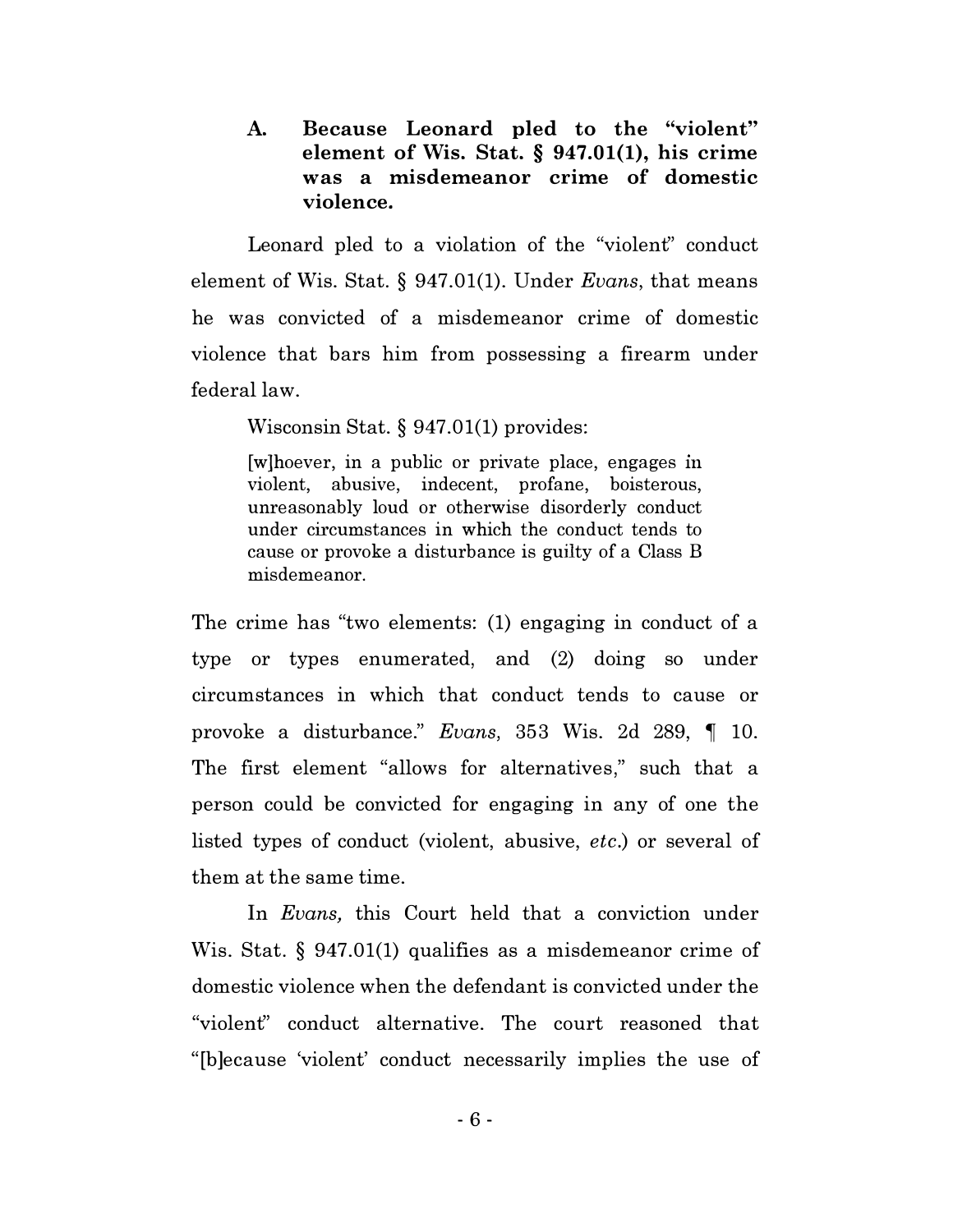### A. Because Leonard pled to the "violent" element of Wis. Stat. § 947.01(1), his crime was a misdemeanor crime of domestic violence.

Leonard pled to a violation of the "violent" conduct element of Wis. Stat. § 947.01(1). Under *Evans*, that means he was convicted of a misdemeanor crime of domestic violence that bars him from possessing a firearm under federal law.

Wisconsin Stat. § 947.01(1) provides:

> [w]hoever, in a public or private place, engages in violent, abusive, indecent, profane, boisterous, unreasonably loud or otherwise disorderly conduct under circumstances in which the conduct tends to cause or provoke a disturbance is guilty of a Class B misdemeanor.

The crime has "two elements: (1) engaging in conduct of a type or types enumerated, and (2) doing so under circumstances in which that conduct tends to cause or provoke a disturbance." *Evans,* 353 Wis. 2d 289, ¶ 10. The first element "allows for alternatives," such that a person could be convicted for engaging in any of one the listed types of conduct (violent, abusive, *etc*.) or several of them at the same time.

In *Evans,* this Court held that a conviction under Wis. Stat. § 947.01(1) qualifies as a misdemeanor crime of domestic violence when the defendant is convicted under the "violent" conduct alternative. The court reasoned that "[b]ecause 'violent' conduct necessarily implies the use of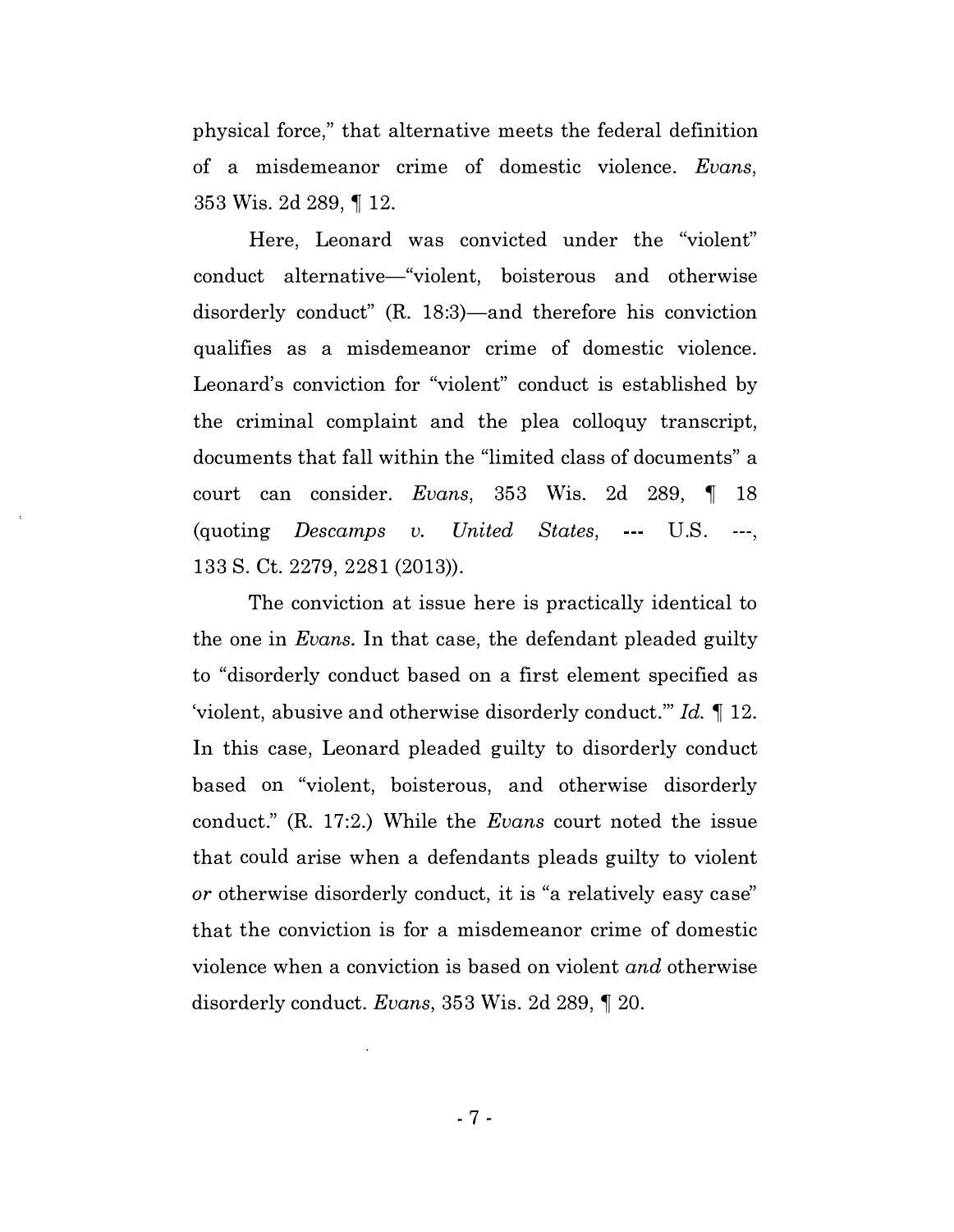physical force," that alternative meets the federal definition of a misdemeanor crime of domestic violence. *Evans*, 353 Wis. 2d 289, ¶ 12.

Here, Leonard was convicted under the "violent" conduct alternative—"violent, boisterous and otherwise disorderly conduct" (R. 18:3)—and therefore his conviction qualifies as a misdemeanor crime of domestic violence. Leonard's conviction for "violent" conduct is established by the criminal complaint and the plea colloquy transcript, documents that fall within the "limited class of documents" a court can consider. *Evans*, 353 Wis. 2d 289, ¶ 18 (quoting *Descamps v. United States*, --- U.S. ---, 133 S. Ct. 2279, 2281 (2013)).

The conviction at issue here is practically identical to the one in *Evans*. In that case, the defendant pleaded guilty to "disorderly conduct based on a first element specified as 'violent, abusive and otherwise disorderly conduct.'" *Id.* ¶ 12. In this case, Leonard pleaded guilty to disorderly conduct based on "violent, boisterous, and otherwise disorderly conduct." (R. 17:2.) While the *Evans* court noted the issue that could arise when a defendants pleads guilty to violent *or* otherwise disorderly conduct, it is "a relatively easy case" that the conviction is for a misdemeanor crime of domestic violence when a conviction is based on violent *and* otherwise disorderly conduct. *Evans*, 353 Wis. 2d 289, ¶ 20.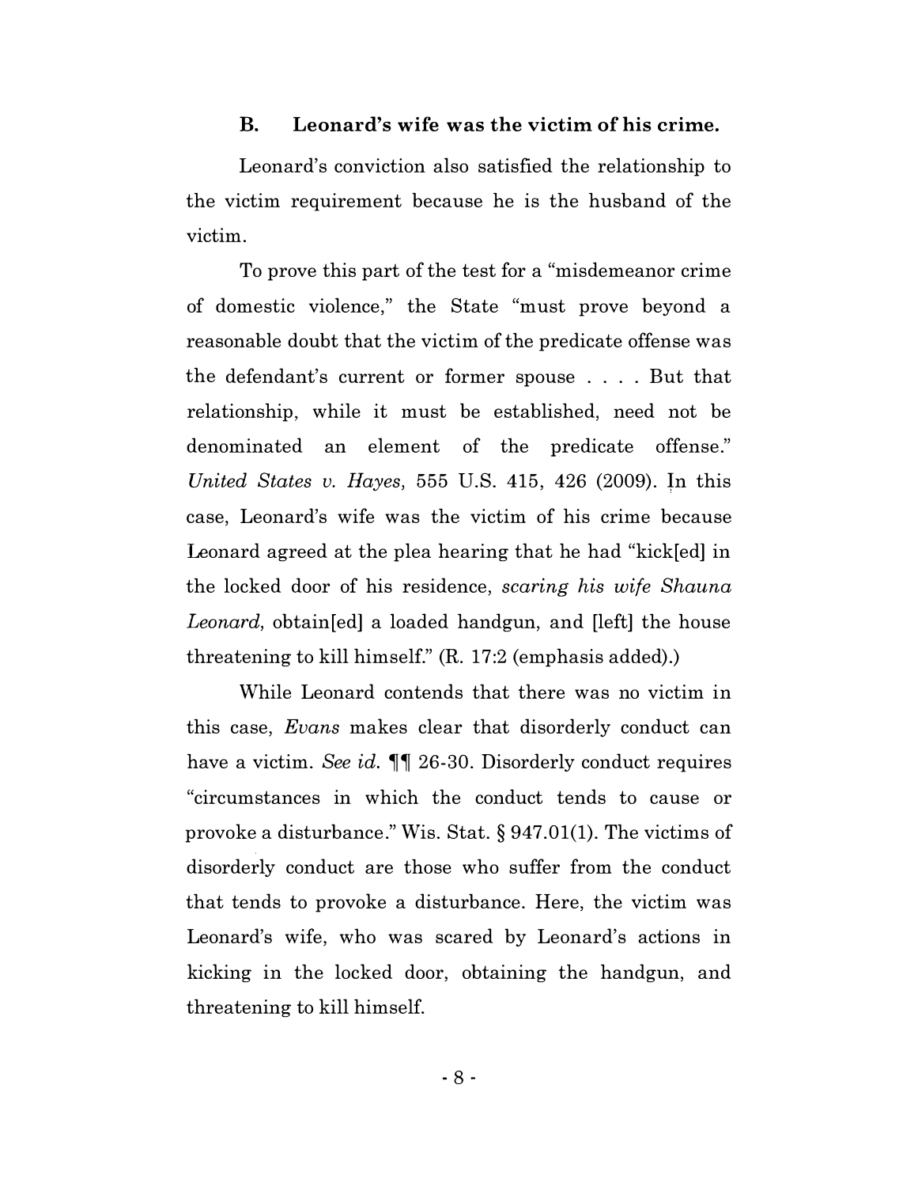### B. Leonard's wife was the victim of his crime.

Leonard's conviction also satisfied the relationship to the victim requirement because he is the husband of the victim.

To prove this part of the test for a "misdemeanor crime of domestic violence," the State "must prove beyond a reasonable doubt that the victim of the predicate offense was the defendant's current or former spouse . . . . But that relationship, while it must be established, need not be denominated an element of the predicate offense." *United States v. Hayes,* 555 U.S. 415, 426 (2009). In this case, Leonard's wife was the victim of his crime because Leonard agreed at the plea hearing that he had "kick[ed] in the locked door of his residence, *scaring his wife Shauna Leonard,* obtain[ed] a loaded handgun, and [left] the house threatening to kill himself." (R. 17:2 (emphasis added).)

While Leonard contends that there was no victim in this case, *Evans* makes clear that disorderly conduct can have a victim. *See id.* ¶¶ 26-30. Disorderly conduct requires "circumstances in which the conduct tends to cause or provoke a disturbance." Wis. Stat. § 947.01(1). The victims of disorderly conduct are those who suffer from the conduct that tends to provoke a disturbance. Here, the victim was Leonard's wife, who was scared by Leonard's actions in kicking in the locked door, obtaining the handgun, and threatening to kill himself.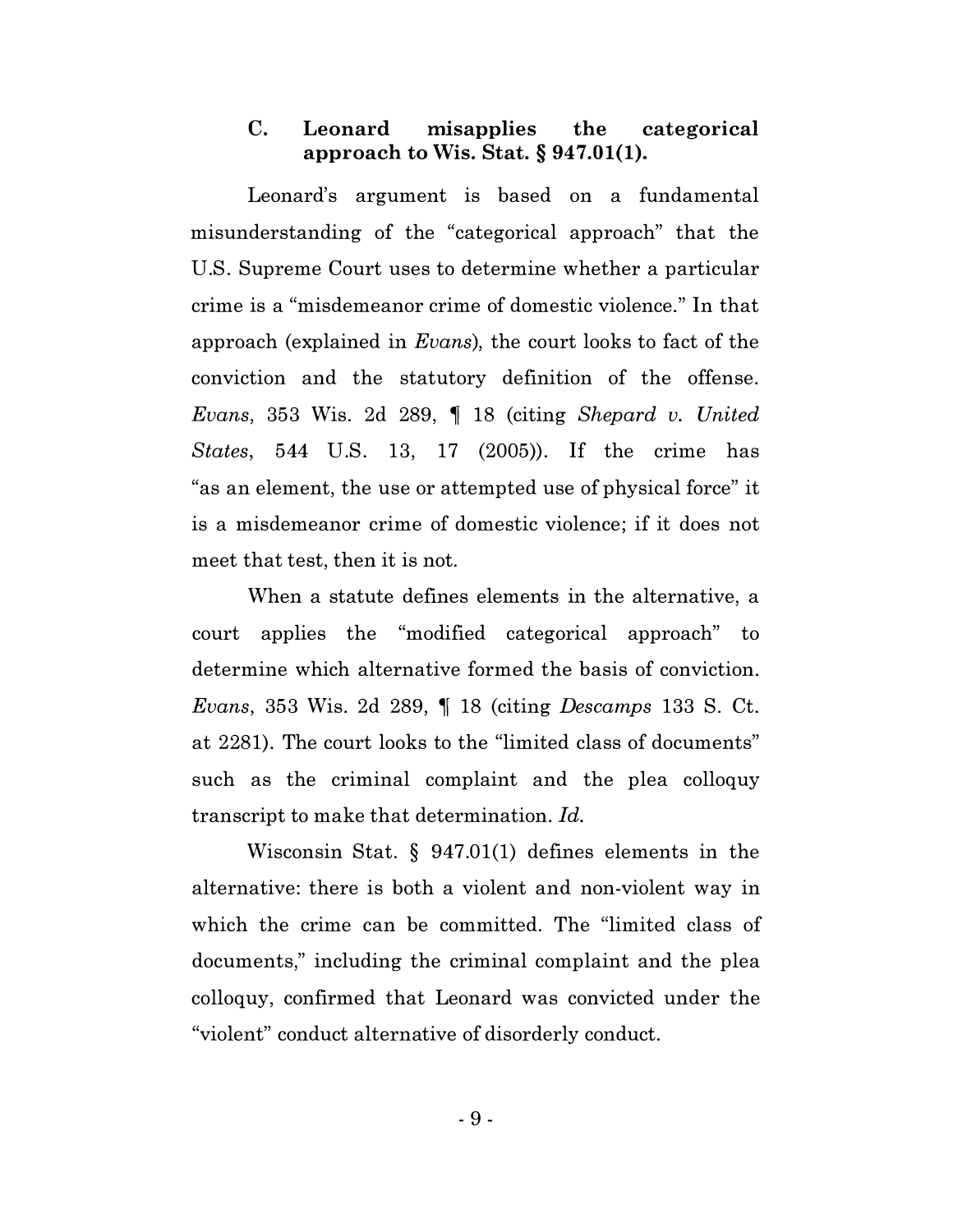### C. Leonard misapplies the categorical approach to Wis. Stat. § 947.01(1).

Leonard's argument is based on a fundamental misunderstanding of the "categorical approach" that the U.S. Supreme Court uses to determine whether a particular crime is a "misdemeanor crime of domestic violence." In that approach (explained in *Evans*), the court looks to fact of the conviction and the statutory definition of the offense. *Evans*, 353 Wis. 2d 289, ¶ 18 (citing *Shepard v. United States*, 544 U.S. 13, 17 (2005)). If the crime has "as an element, the use or attempted use of physical force" it is a misdemeanor crime of domestic violence; if it does not meet that test, then it is not.

When a statute defines elements in the alternative, a court applies the "modified categorical approach" to determine which alternative formed the basis of conviction. *Evans*, 353 Wis. 2d 289, ¶ 18 (citing *Descamps* 133 S. Ct. at 2281). The court looks to the "limited class of documents" such as the criminal complaint and the plea colloquy transcript to make that determination. *Id.*

Wisconsin Stat. § 947.01(1) defines elements in the alternative: there is both a violent and non-violent way in which the crime can be committed. The "limited class of documents," including the criminal complaint and the plea colloquy, confirmed that Leonard was convicted under the "violent" conduct alternative of disorderly conduct.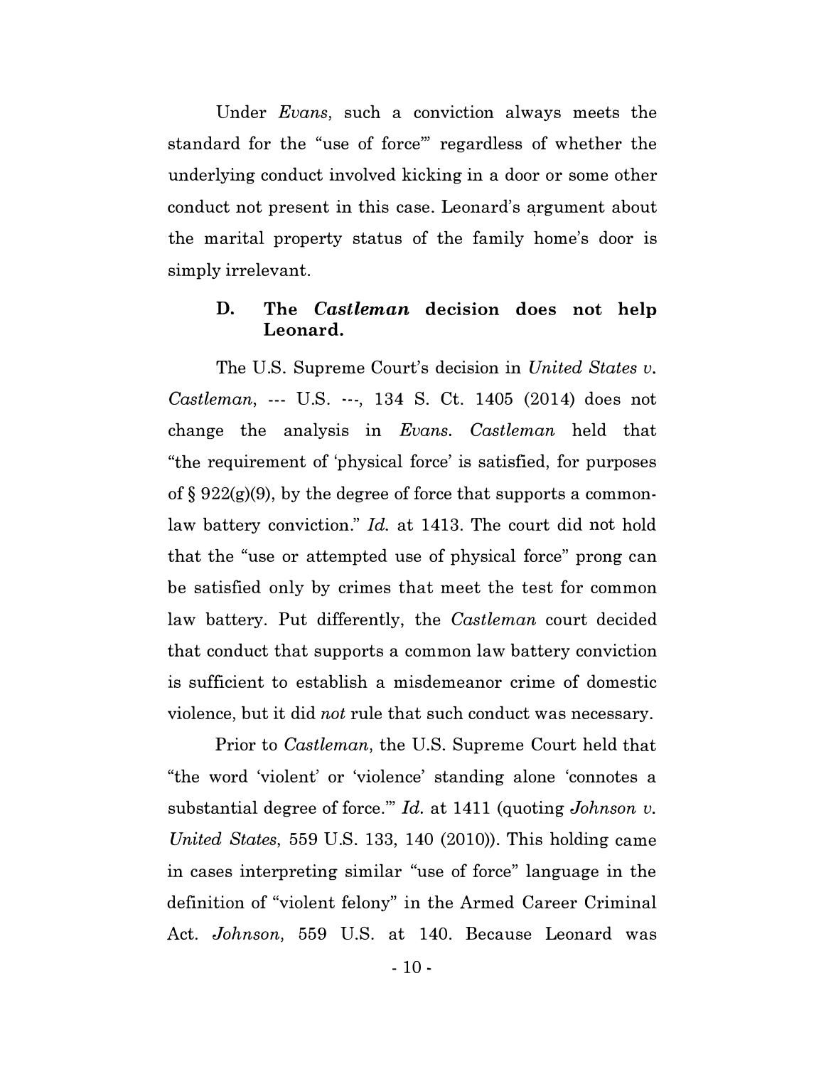Under *Evans*, such a conviction always meets the standard for the "use of force'" regardless of whether the underlying conduct involved kicking in a door or some other conduct not present in this case. Leonard's argument about the marital property status of the family home's door is simply irrelevant.

### D. The *Castleman* decision does not help Leonard.

The U.S. Supreme Court's decision in *United States v. Castleman*, --- U.S. ---, 134 S. Ct. 1405 (2014) does not change the analysis in *Evans*. *Castleman* held that "the requirement of 'physical force' is satisfied, for purposes of § 922(g)(9), by the degree of force that supports a common-law battery conviction." *Id.* at 1413. The court did not hold that the "use or attempted use of physical force" prong can be satisfied only by crimes that meet the test for common law battery. Put differently, the *Castleman* court decided that conduct that supports a common law battery conviction is sufficient to establish a misdemeanor crime of domestic violence, but it did *not* rule that such conduct was necessary.

Prior to *Castleman*, the U.S. Supreme Court held that "the word 'violent' or 'violence' standing alone 'connotes a substantial degree of force.'" *Id.* at 1411 (quoting *Johnson v. United States*, 559 U.S. 133, 140 (2010)). This holding came in cases interpreting similar "use of force" language in the definition of "violent felony" in the Armed Career Criminal Act. *Johnson*, 559 U.S. at 140. Because Leonard was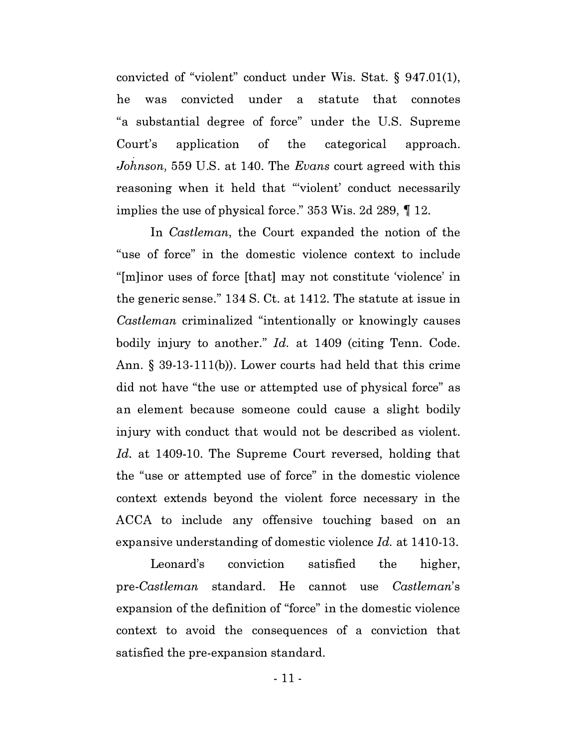convicted of "violent" conduct under Wis. Stat. § 947.01(1), he was convicted under a statute that connotes "a substantial degree of force" under the U.S. Supreme Court's application of the categorical approach. *Johnson*, 559 U.S. at 140. The *Evans* court agreed with this reasoning when it held that "'violent' conduct necessarily implies the use of physical force." 353 Wis. 2d 289, ¶ 12.

In *Castleman*, the Court expanded the notion of the "use of force" in the domestic violence context to include "[m]inor uses of force [that] may not constitute 'violence' in the generic sense." 134 S. Ct. at 1412. The statute at issue in *Castleman* criminalized "intentionally or knowingly causes bodily injury to another." *Id.* at 1409 (citing Tenn. Code. Ann. § 39-13-111(b)). Lower courts had held that this crime did not have "the use or attempted use of physical force" as an element because someone could cause a slight bodily injury with conduct that would not be described as violent. *Id.* at 1409-10. The Supreme Court reversed, holding that the "use or attempted use of force" in the domestic violence context extends beyond the violent force necessary in the ACCA to include any offensive touching based on an expansive understanding of domestic violence *Id.* at 1410-13.

Leonard's conviction satisfied the higher, pre-*Castleman* standard. He cannot use *Castleman*'s expansion of the definition of "force" in the domestic violence context to avoid the consequences of a conviction that satisfied the pre-expansion standard.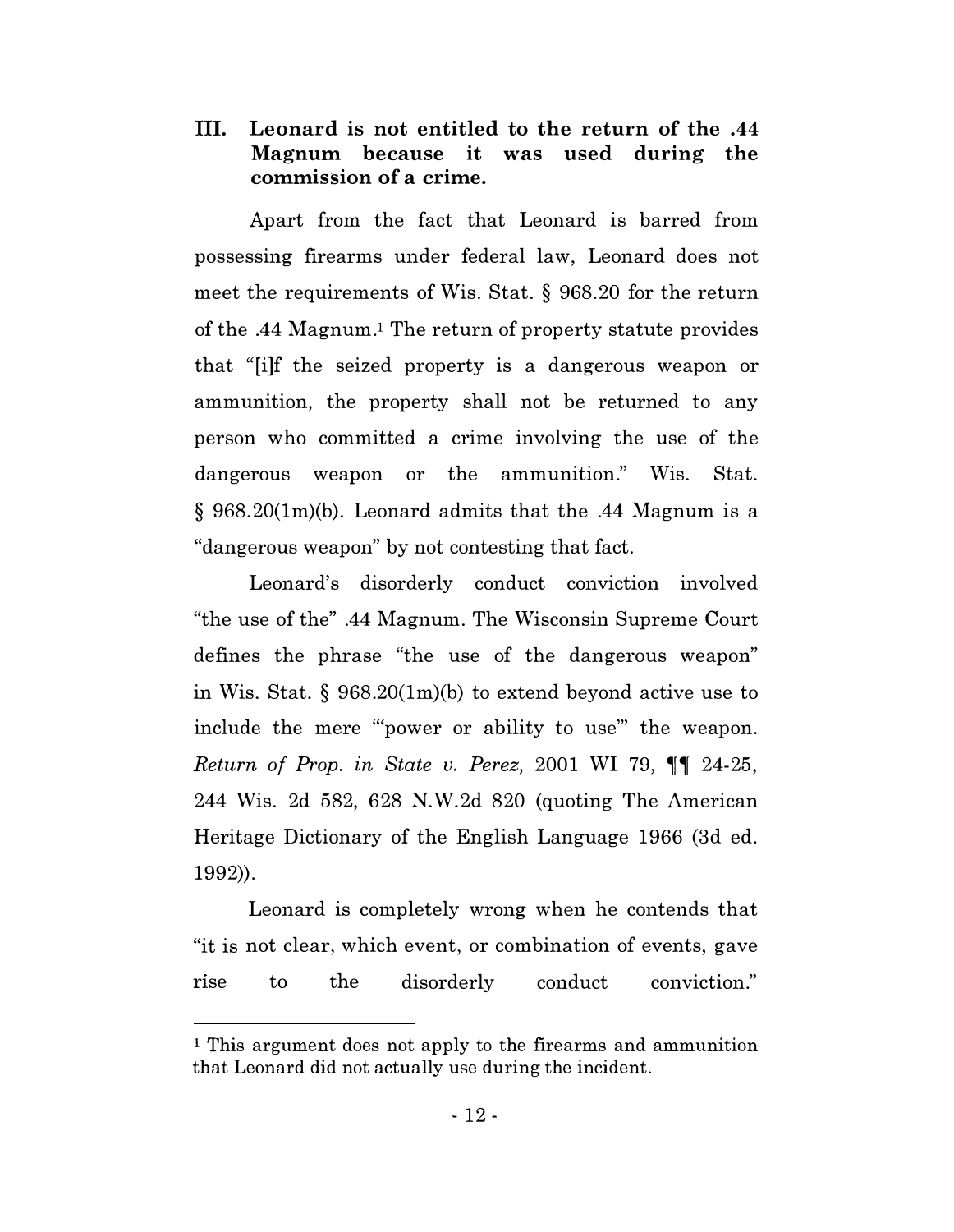## III. Leonard is not entitled to the return of the .44 Magnum because it was used during the commission of a crime.

Apart from the fact that Leonard is barred from possessing firearms under federal law, Leonard does not meet the requirements of Wis. Stat. § 968.20 for the return of the .44 Magnum.[1] The return of property statute provides that "[i]f the seized property is a dangerous weapon or ammunition, the property shall not be returned to any person who committed a crime involving the use of the dangerous weapon or the ammunition." Wis. Stat. § 968.20(1m)(b). Leonard admits that the .44 Magnum is a "dangerous weapon" by not contesting that fact.

Leonard's disorderly conduct conviction involved "the use of the" .44 Magnum. The Wisconsin Supreme Court defines the phrase "the use of the dangerous weapon" in Wis. Stat. § 968.20(1m)(b) to extend beyond active use to include the mere "'power or ability to use'" the weapon. *Return of Prop. in State v. Perez*, 2001 WI 79, ¶¶ 24-25, 244 Wis. 2d 582, 628 N.W.2d 820 (quoting The American Heritage Dictionary of the English Language 1966 (3d ed. 1992)).

Leonard is completely wrong when he contends that "it is not clear, which event, or combination of events, gave rise to the disorderly conduct conviction."

---

[1] This argument does not apply to the firearms and ammunition that Leonard did not actually use during the incident.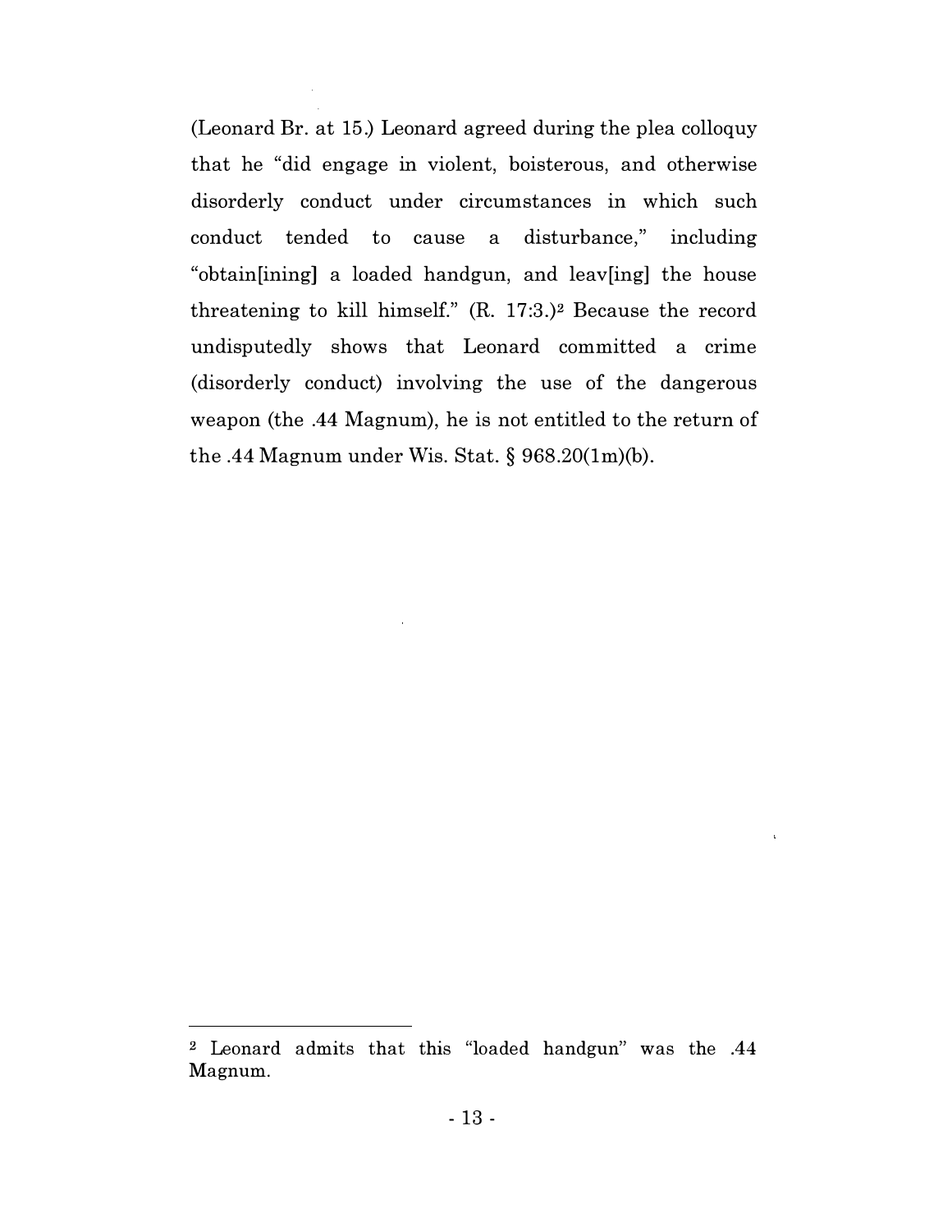(Leonard Br. at 15.) Leonard agreed during the plea colloquy that he "did engage in violent, boisterous, and otherwise disorderly conduct under circumstances in which such conduct tended to cause a disturbance," including "obtain[ining] a loaded handgun, and leav[ing] the house threatening to kill himself." (R. 17:3.)[2] Because the record undisputedly shows that Leonard committed a crime (disorderly conduct) involving the use of the dangerous weapon (the .44 Magnum), he is not entitled to the return of the .44 Magnum under Wis. Stat. § 968.20(1m)(b).

---

[2] Leonard admits that this "loaded handgun" was the .44 Magnum.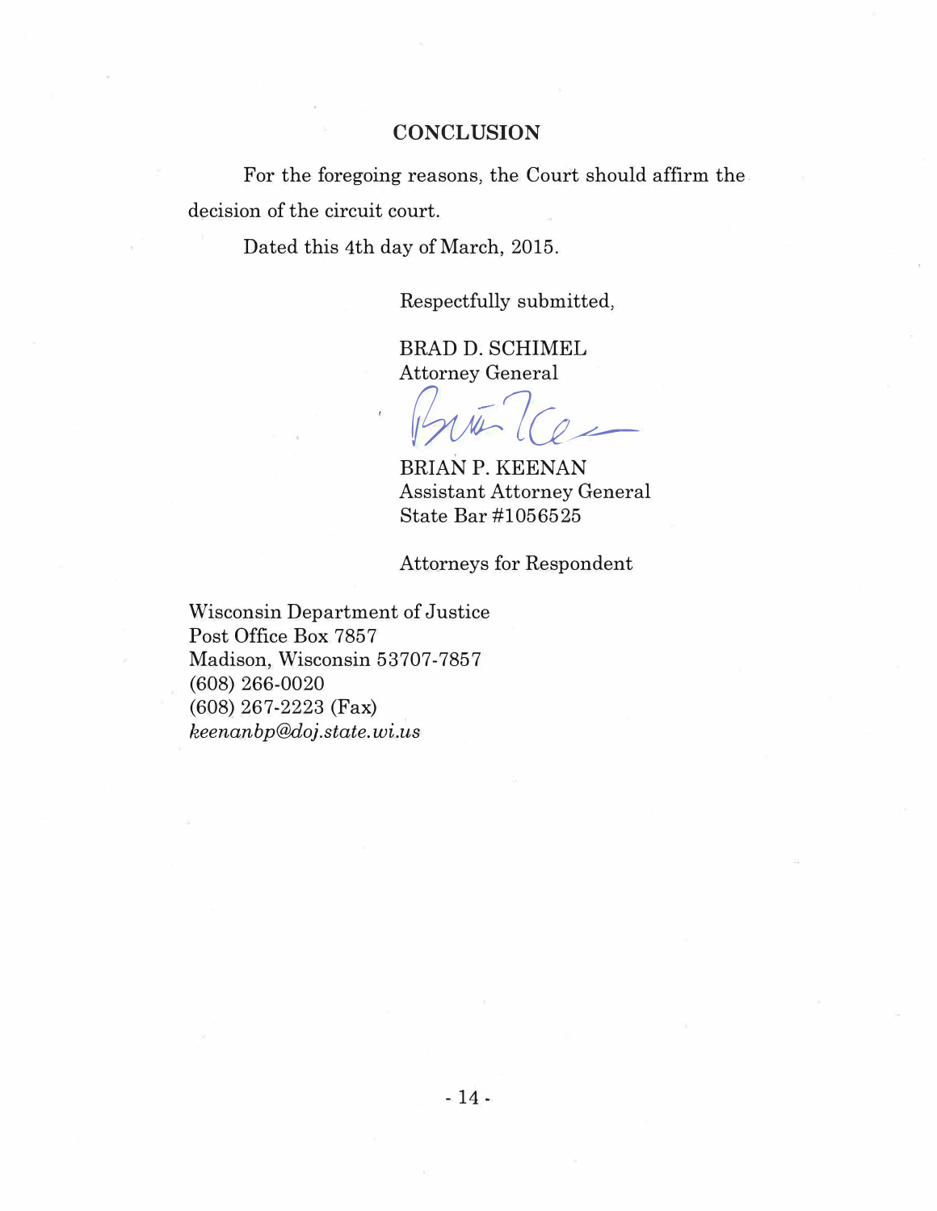## CONCLUSION

For the foregoing reasons, the Court should affirm the decision of the circuit court.

Dated this 4th day of March, 2015.

Respectfully submitted,

BRAD D. SCHIMEL  
Attorney General

BRIAN P. KEENAN  
Assistant Attorney General  
State Bar #1056525

Attorneys for Respondent

Wisconsin Department of Justice  
Post Office Box 7857  
Madison, Wisconsin 53707-7857  
(608) 266-0020  
(608) 267-2223 (Fax)  
*keenanbp@doj.state.wi.us*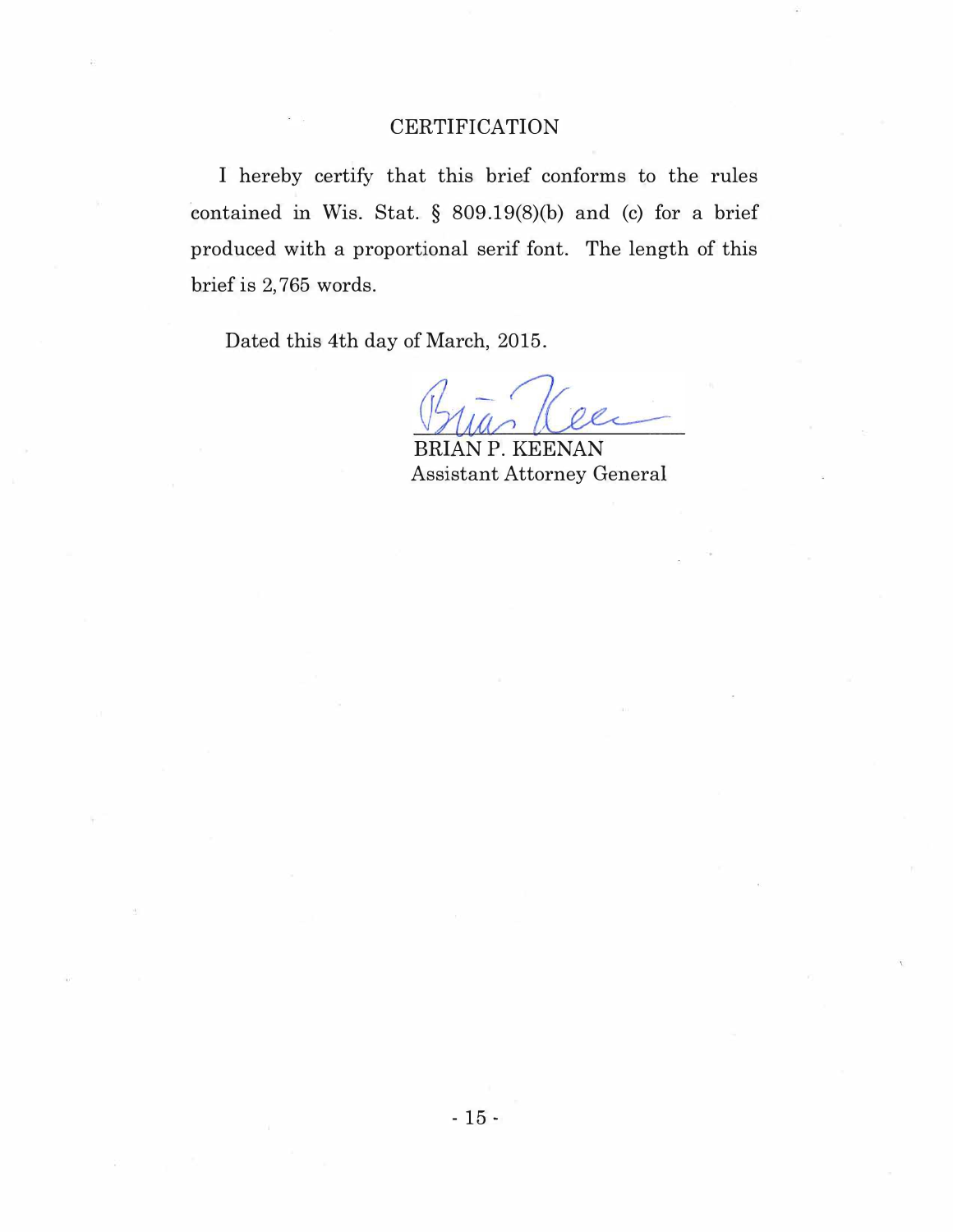## CERTIFICATION

I hereby certify that this brief conforms to the rules contained in Wis. Stat. § 809.19(8)(b) and (c) for a brief produced with a proportional serif font. The length of this brief is 2,765 words.

Dated this 4th day of March, 2015.

BRIAN P. KEENAN
Assistant Attorney General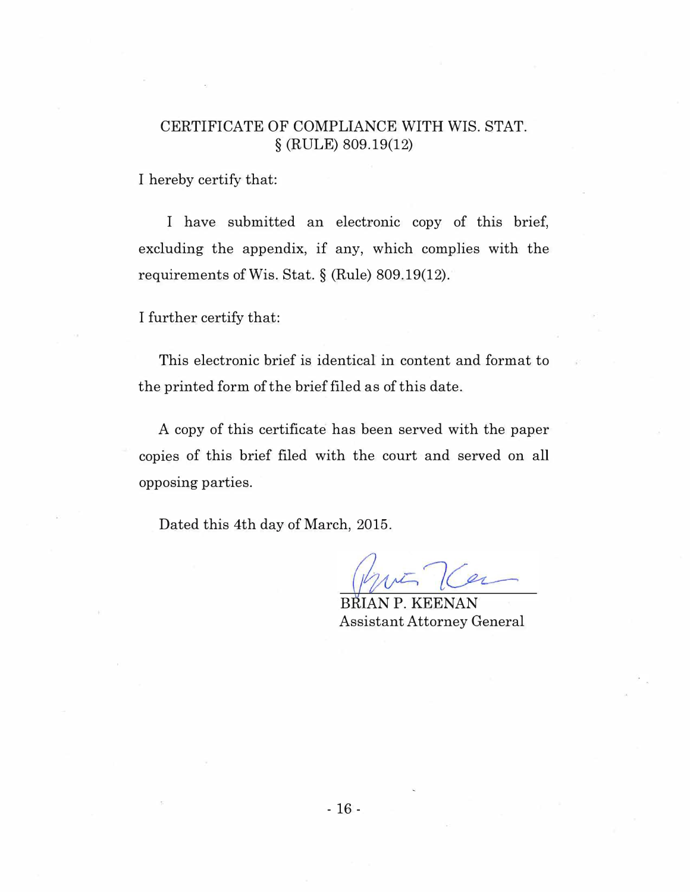## CERTIFICATE OF COMPLIANCE WITH WIS. STAT. § (RULE) 809.19(12)

I hereby certify that:

I have submitted an electronic copy of this brief, excluding the appendix, if any, which complies with the requirements of Wis. Stat. § (Rule) 809.19(12).

I further certify that:

This electronic brief is identical in content and format to the printed form of the brief filed as of this date.

A copy of this certificate has been served with the paper copies of this brief filed with the court and served on all opposing parties.

Dated this 4th day of March, 2015.

BRIAN P. KEENAN
Assistant Attorney General